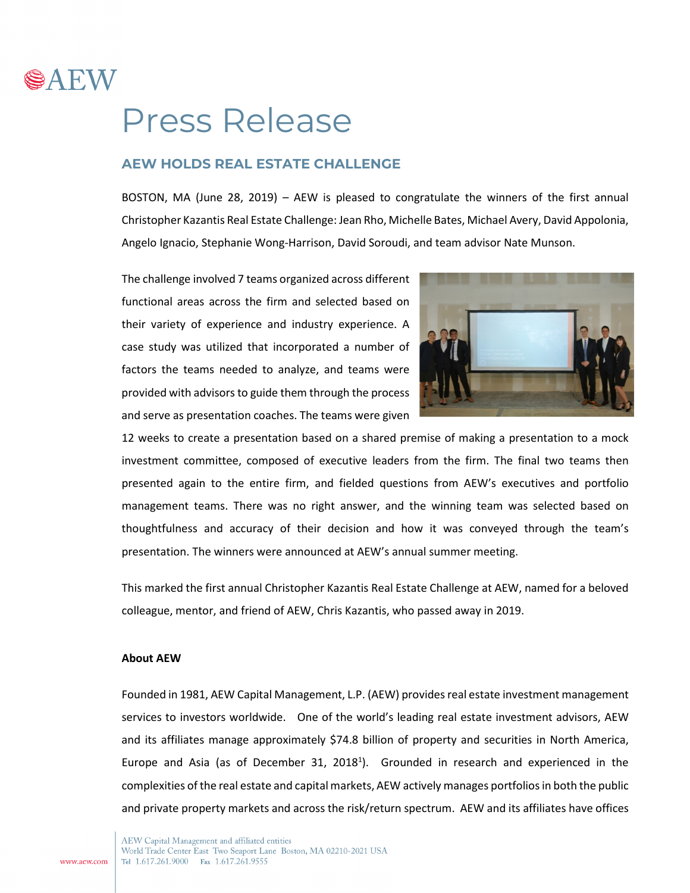# Press Release

## AEW HOLDS REAL ESTATE CHALLENGE

BOSTON, MA (June 28, 2019) – AEW is pleased to congratulate the winners of the first annual Christopher Kazantis Real Estate Challenge: Jean Rho, Michelle Bates, Michael Avery, David Appolonia, Angelo Ignacio, Stephanie Wong-Harrison, David Soroudi, and team advisor Nate Munson.

The challenge involved 7 teams organized across different functional areas across the firm and selected based on their variety of experience and industry experience. A case study was utilized that incorporated a number of factors the teams needed to analyze, and teams were provided with advisors to guide them through the process and serve as presentation coaches. The teams were given 12 weeks to create a presentation based on a shared premise of making a presentation to a mock investment committee, composed of executive leaders from the firm. The final two teams then presented again to the entire firm, and fielded questions from AEW's executives and portfolio management teams. There was no right answer, and the winning team was selected based on thoughtfulness and accuracy of their decision and how it was conveyed through the team's presentation. The winners were announced at AEW's annual summer meeting.

This marked the first annual Christopher Kazantis Real Estate Challenge at AEW, named for a beloved colleague, mentor, and friend of AEW, Chris Kazantis, who passed away in 2019.

**About AEW**

Founded in 1981, AEW Capital Management, L.P. (AEW) provides real estate investment management services to investors worldwide. One of the world's leading real estate investment advisors, AEW and its affiliates manage approximately $74.8 billion of property and securities in North America, Europe and Asia (as of December 31, 2018[1]). Grounded in research and experienced in the complexities of the real estate and capital markets, AEW actively manages portfolios in both the public and private property markets and across the risk/return spectrum. AEW and its affiliates have offices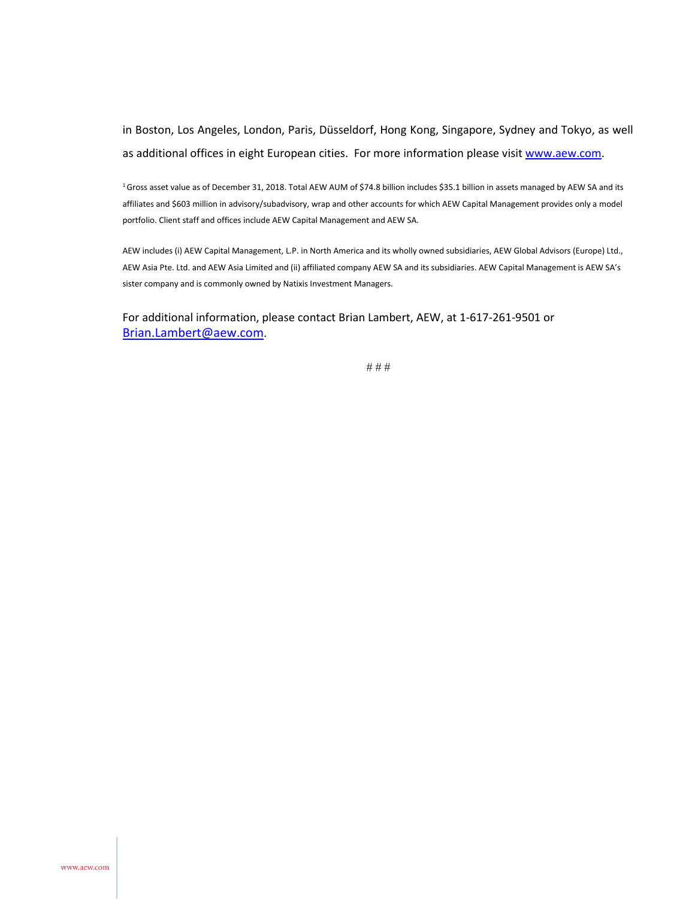in Boston, Los Angeles, London, Paris, Düsseldorf, Hong Kong, Singapore, Sydney and Tokyo, as well as additional offices in eight European cities. For more information please visit www.aew.com.

[1] Gross asset value as of December 31, 2018. Total AEW AUM of $74.8 billion includes $35.1 billion in assets managed by AEW SA and its affiliates and $603 million in advisory/subadvisory, wrap and other accounts for which AEW Capital Management provides only a model portfolio. Client staff and offices include AEW Capital Management and AEW SA.

AEW includes (i) AEW Capital Management, L.P. in North America and its wholly owned subsidiaries, AEW Global Advisors (Europe) Ltd., AEW Asia Pte. Ltd. and AEW Asia Limited and (ii) affiliated company AEW SA and its subsidiaries. AEW Capital Management is AEW SA's sister company and is commonly owned by Natixis Investment Managers.

For additional information, please contact Brian Lambert, AEW, at 1-617-261-9501 or Brian.Lambert@aew.com.

# # #